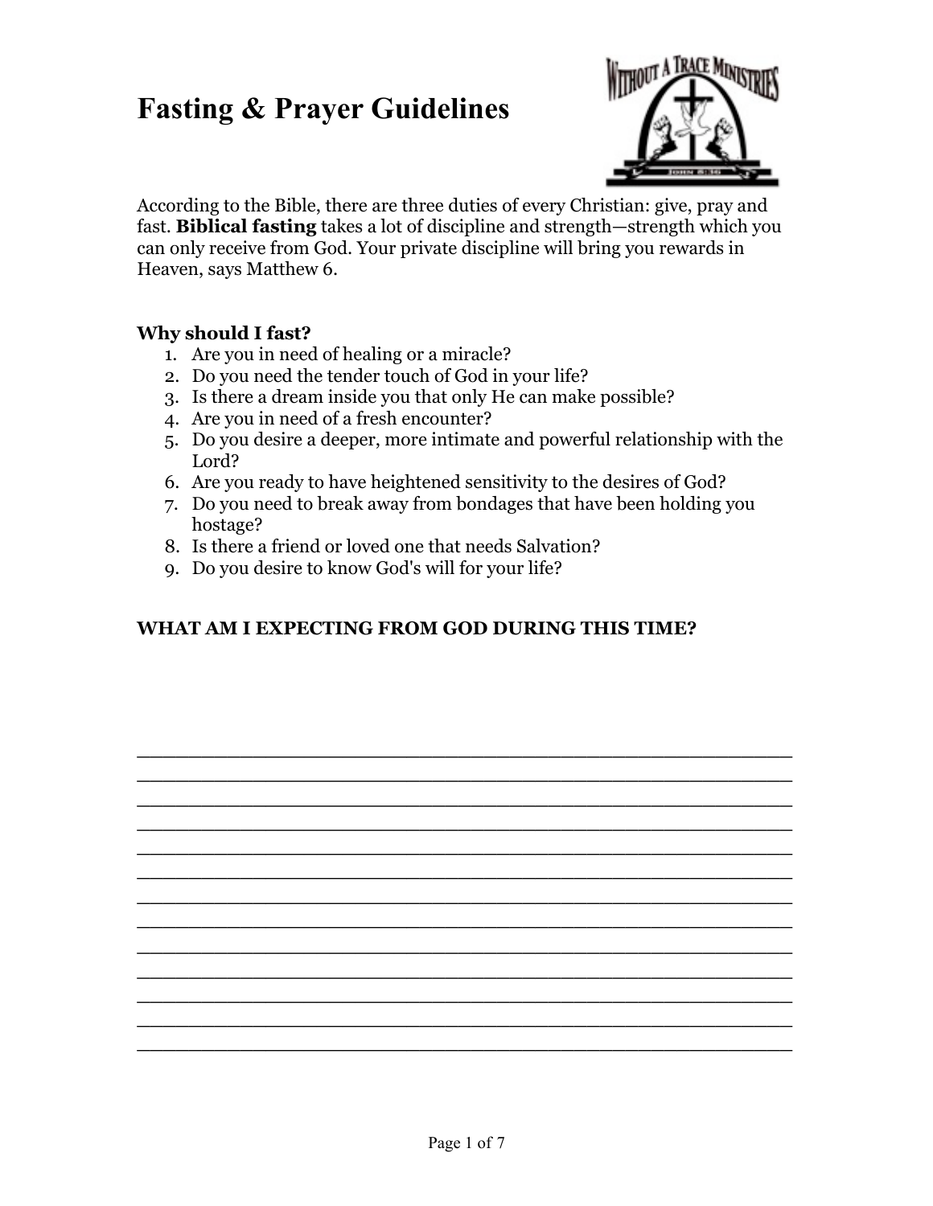# Fasting & Prayer Guidelines

According to the Bible, there are three duties of every Christian: give, pray and fast. **Biblical fasting** takes a lot of discipline and strength—strength which you can only receive from God. Your private discipline will bring you rewards in Heaven, says Matthew 6.

**Why should I fast?**

1. Are you in need of healing or a miracle?
2. Do you need the tender touch of God in your life?
3. Is there a dream inside you that only He can make possible?
4. Are you in need of a fresh encounter?
5. Do you desire a deeper, more intimate and powerful relationship with the Lord?
6. Are you ready to have heightened sensitivity to the desires of God?
7. Do you need to break away from bondages that have been holding you hostage?
8. Is there a friend or loved one that needs Salvation?
9. Do you desire to know God's will for your life?

**WHAT AM I EXPECTING FROM GOD DURING THIS TIME?**

_______________________________________________________

_______________________________________________________

_______________________________________________________

_______________________________________________________

_______________________________________________________

_______________________________________________________

_______________________________________________________

_______________________________________________________

_______________________________________________________

_______________________________________________________

_______________________________________________________

_______________________________________________________

_______________________________________________________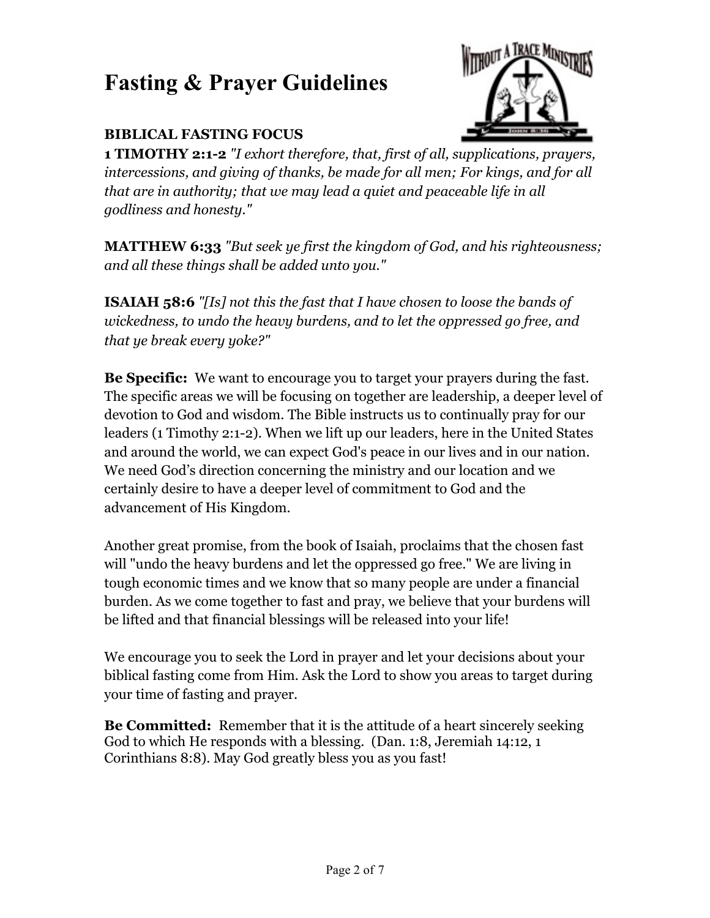# Fasting & Prayer Guidelines

**BIBLICAL FASTING FOCUS**

**1 TIMOTHY 2:1-2** *"I exhort therefore, that, first of all, supplications, prayers, intercessions, and giving of thanks, be made for all men; For kings, and for all that are in authority; that we may lead a quiet and peaceable life in all godliness and honesty."*

**MATTHEW 6:33** *"But seek ye first the kingdom of God, and his righteousness; and all these things shall be added unto you."*

**ISAIAH 58:6** *"[Is] not this the fast that I have chosen to loose the bands of wickedness, to undo the heavy burdens, and to let the oppressed go free, and that ye break every yoke?"*

**Be Specific:** We want to encourage you to target your prayers during the fast. The specific areas we will be focusing on together are leadership, a deeper level of devotion to God and wisdom. The Bible instructs us to continually pray for our leaders (1 Timothy 2:1-2). When we lift up our leaders, here in the United States and around the world, we can expect God's peace in our lives and in our nation. We need God's direction concerning the ministry and our location and we certainly desire to have a deeper level of commitment to God and the advancement of His Kingdom.

Another great promise, from the book of Isaiah, proclaims that the chosen fast will "undo the heavy burdens and let the oppressed go free." We are living in tough economic times and we know that so many people are under a financial burden. As we come together to fast and pray, we believe that your burdens will be lifted and that financial blessings will be released into your life!

We encourage you to seek the Lord in prayer and let your decisions about your biblical fasting come from Him. Ask the Lord to show you areas to target during your time of fasting and prayer.

**Be Committed:** Remember that it is the attitude of a heart sincerely seeking God to which He responds with a blessing. (Dan. 1:8, Jeremiah 14:12, 1 Corinthians 8:8). May God greatly bless you as you fast!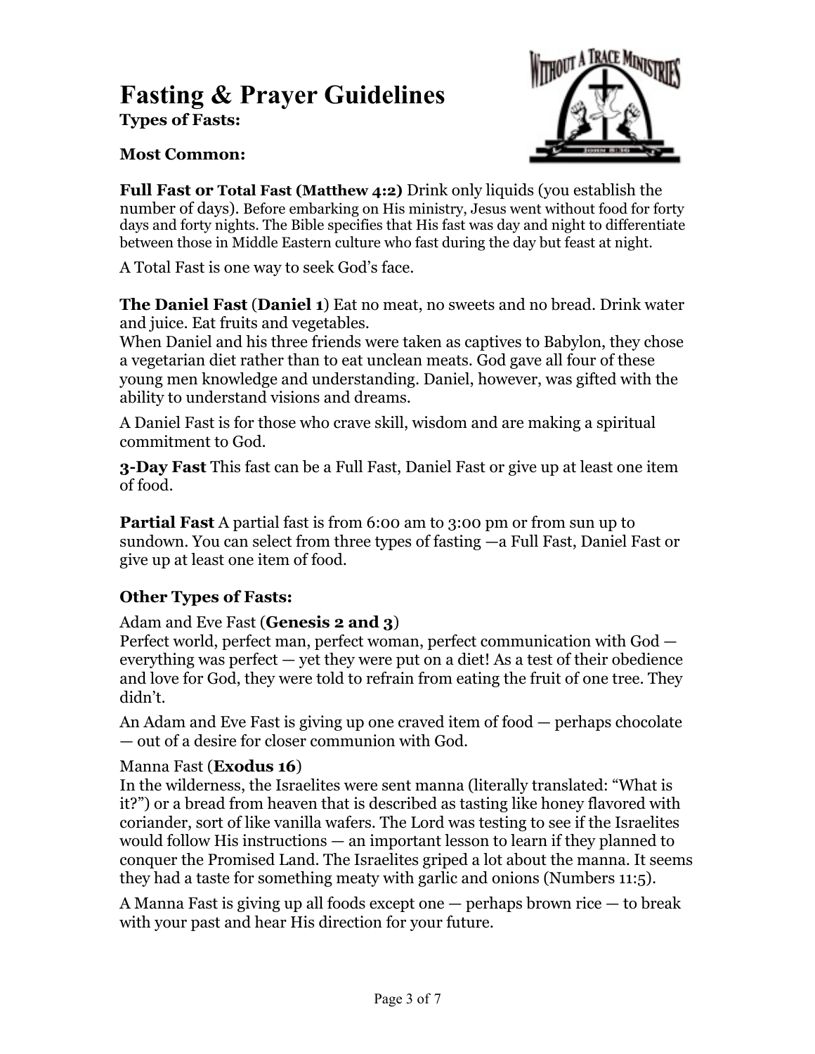# Fasting & Prayer Guidelines

**Types of Fasts:**

**Most Common:**

**Full Fast or Total Fast (Matthew 4:2)** Drink only liquids (you establish the number of days). Before embarking on His ministry, Jesus went without food for forty days and forty nights. The Bible specifies that His fast was day and night to differentiate between those in Middle Eastern culture who fast during the day but feast at night.

A Total Fast is one way to seek God's face.

**The Daniel Fast** (**Daniel 1**) Eat no meat, no sweets and no bread. Drink water and juice. Eat fruits and vegetables.
When Daniel and his three friends were taken as captives to Babylon, they chose a vegetarian diet rather than to eat unclean meats. God gave all four of these young men knowledge and understanding. Daniel, however, was gifted with the ability to understand visions and dreams.

A Daniel Fast is for those who crave skill, wisdom and are making a spiritual commitment to God.

**3-Day Fast** This fast can be a Full Fast, Daniel Fast or give up at least one item of food.

**Partial Fast** A partial fast is from 6:00 am to 3:00 pm or from sun up to sundown. You can select from three types of fasting —a Full Fast, Daniel Fast or give up at least one item of food.

**Other Types of Fasts:**

Adam and Eve Fast (**Genesis 2 and 3**)
Perfect world, perfect man, perfect woman, perfect communication with God — everything was perfect — yet they were put on a diet! As a test of their obedience and love for God, they were told to refrain from eating the fruit of one tree. They didn't.

An Adam and Eve Fast is giving up one craved item of food — perhaps chocolate — out of a desire for closer communion with God.

Manna Fast (**Exodus 16**)
In the wilderness, the Israelites were sent manna (literally translated: "What is it?") or a bread from heaven that is described as tasting like honey flavored with coriander, sort of like vanilla wafers. The Lord was testing to see if the Israelites would follow His instructions — an important lesson to learn if they planned to conquer the Promised Land. The Israelites griped a lot about the manna. It seems they had a taste for something meaty with garlic and onions (Numbers 11:5).

A Manna Fast is giving up all foods except one — perhaps brown rice — to break with your past and hear His direction for your future.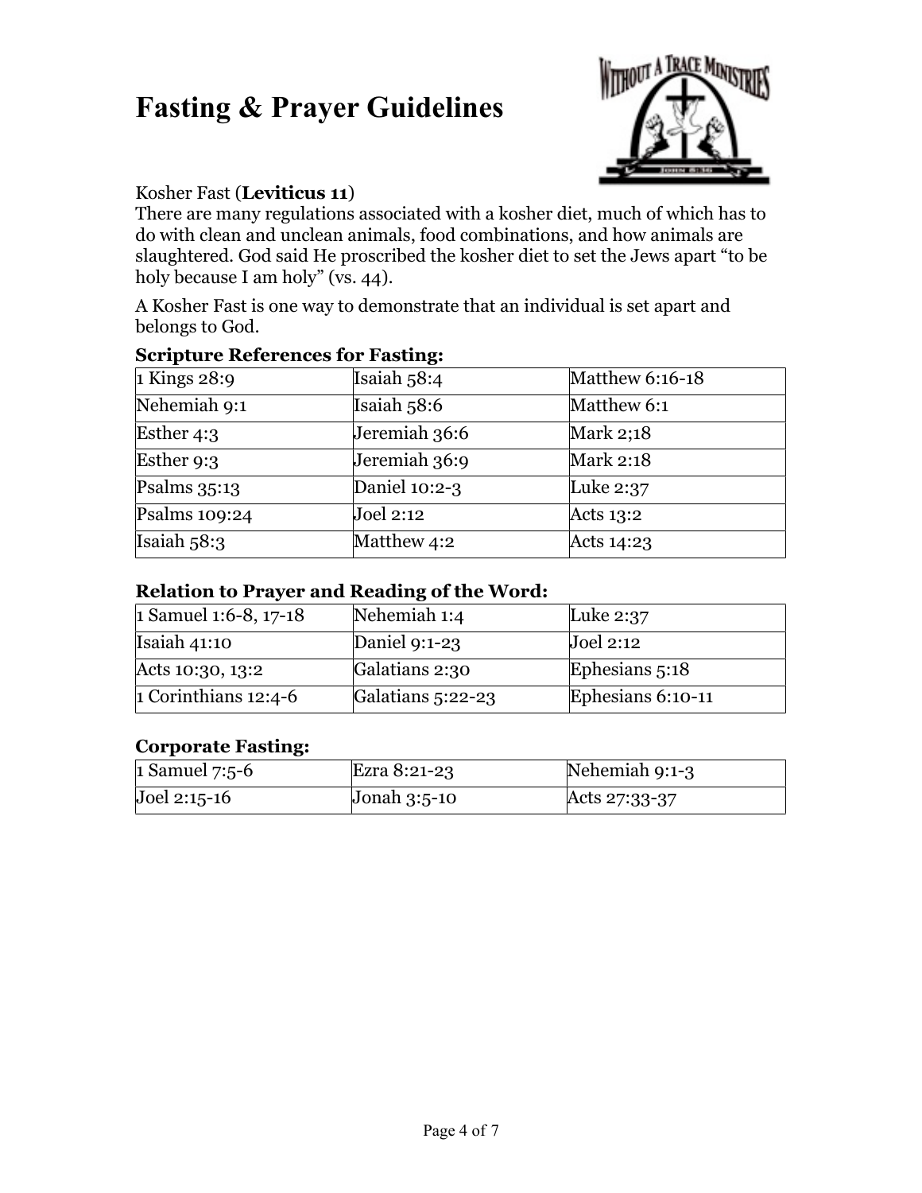# Fasting & Prayer Guidelines

Kosher Fast (**Leviticus 11**)

There are many regulations associated with a kosher diet, much of which has to do with clean and unclean animals, food combinations, and how animals are slaughtered. God said He proscribed the kosher diet to set the Jews apart “to be holy because I am holy” (vs. 44).

A Kosher Fast is one way to demonstrate that an individual is set apart and belongs to God.

### Scripture References for Fasting:

| | | |
|---|---|---|
| 1 Kings 28:9 | Isaiah 58:4 | Matthew 6:16-18 |
| Nehemiah 9:1 | Isaiah 58:6 | Matthew 6:1 |
| Esther 4:3 | Jeremiah 36:6 | Mark 2;18 |
| Esther 9:3 | Jeremiah 36:9 | Mark 2:18 |
| Psalms 35:13 | Daniel 10:2-3 | Luke 2:37 |
| Psalms 109:24 | Joel 2:12 | Acts 13:2 |
| Isaiah 58:3 | Matthew 4:2 | Acts 14:23 |

### Relation to Prayer and Reading of the Word:

| | | |
|---|---|---|
| 1 Samuel 1:6-8, 17-18 | Nehemiah 1:4 | Luke 2:37 |
| Isaiah 41:10 | Daniel 9:1-23 | Joel 2:12 |
| Acts 10:30, 13:2 | Galatians 2:30 | Ephesians 5:18 |
| 1 Corinthians 12:4-6 | Galatians 5:22-23 | Ephesians 6:10-11 |

### Corporate Fasting:

| | | |
|---|---|---|
| 1 Samuel 7:5-6 | Ezra 8:21-23 | Nehemiah 9:1-3 |
| Joel 2:15-16 | Jonah 3:5-10 | Acts 27:33-37 |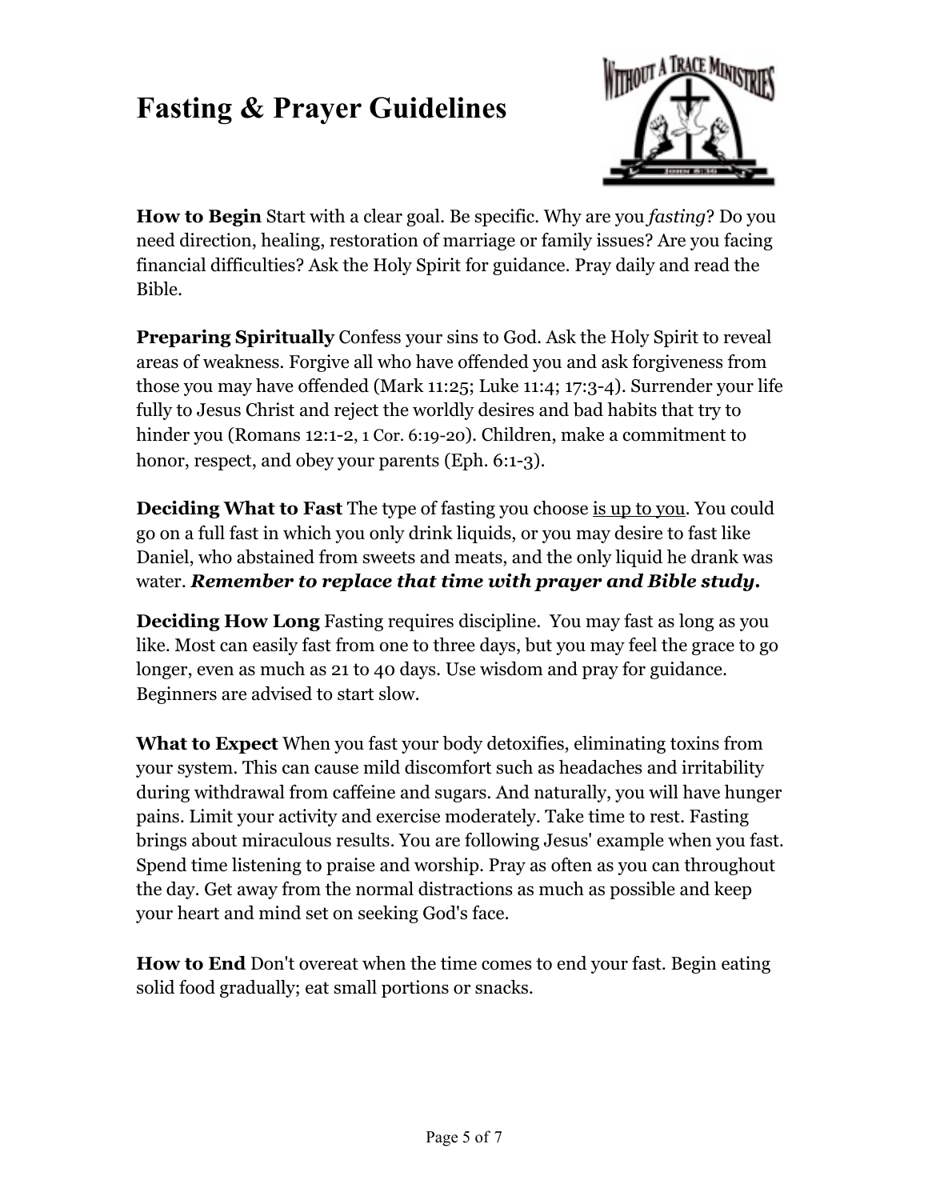# Fasting & Prayer Guidelines

**How to Begin** Start with a clear goal. Be specific. Why are you *fasting*? Do you need direction, healing, restoration of marriage or family issues? Are you facing financial difficulties? Ask the Holy Spirit for guidance. Pray daily and read the Bible.

**Preparing Spiritually** Confess your sins to God. Ask the Holy Spirit to reveal areas of weakness. Forgive all who have offended you and ask forgiveness from those you may have offended (Mark 11:25; Luke 11:4; 17:3-4). Surrender your life fully to Jesus Christ and reject the worldly desires and bad habits that try to hinder you (Romans 12:1-2, 1 Cor. 6:19-20). Children, make a commitment to honor, respect, and obey your parents (Eph. 6:1-3).

**Deciding What to Fast** The type of fasting you choose <u>is up to you</u>. You could go on a full fast in which you only drink liquids, or you may desire to fast like Daniel, who abstained from sweets and meats, and the only liquid he drank was water. ***Remember to replace that time with prayer and Bible study.***

**Deciding How Long** Fasting requires discipline. You may fast as long as you like. Most can easily fast from one to three days, but you may feel the grace to go longer, even as much as 21 to 40 days. Use wisdom and pray for guidance. Beginners are advised to start slow.

**What to Expect** When you fast your body detoxifies, eliminating toxins from your system. This can cause mild discomfort such as headaches and irritability during withdrawal from caffeine and sugars. And naturally, you will have hunger pains. Limit your activity and exercise moderately. Take time to rest. Fasting brings about miraculous results. You are following Jesus' example when you fast. Spend time listening to praise and worship. Pray as often as you can throughout the day. Get away from the normal distractions as much as possible and keep your heart and mind set on seeking God's face.

**How to End** Don't overeat when the time comes to end your fast. Begin eating solid food gradually; eat small portions or snacks.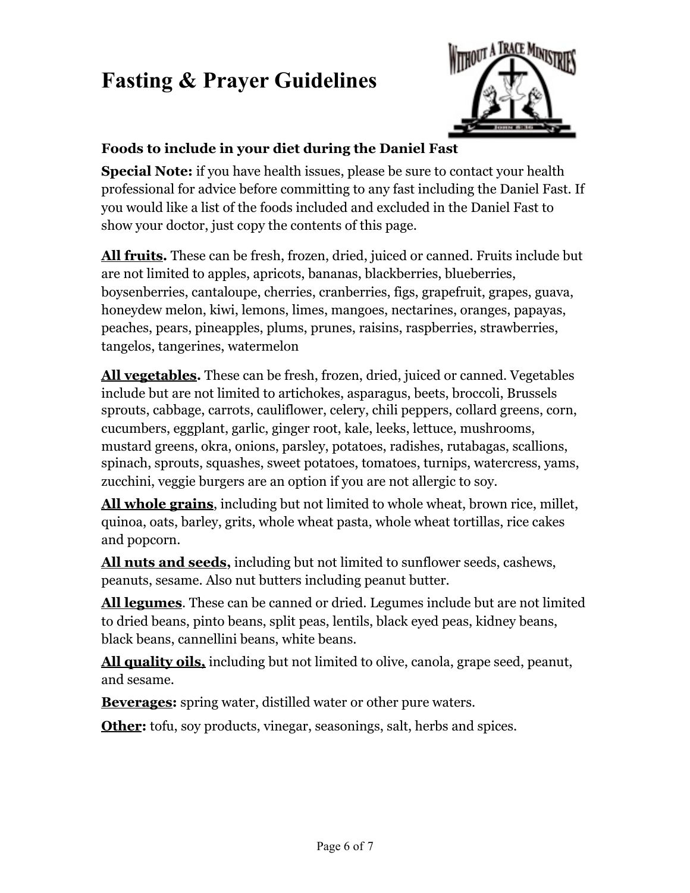# Fasting & Prayer Guidelines

### Foods to include in your diet during the Daniel Fast

**Special Note:** if you have health issues, please be sure to contact your health professional for advice before committing to any fast including the Daniel Fast. If you would like a list of the foods included and excluded in the Daniel Fast to show your doctor, just copy the contents of this page.

**All fruits.** These can be fresh, frozen, dried, juiced or canned. Fruits include but are not limited to apples, apricots, bananas, blackberries, blueberries, boysenberries, cantaloupe, cherries, cranberries, figs, grapefruit, grapes, guava, honeydew melon, kiwi, lemons, limes, mangoes, nectarines, oranges, papayas, peaches, pears, pineapples, plums, prunes, raisins, raspberries, strawberries, tangelos, tangerines, watermelon

**All vegetables.** These can be fresh, frozen, dried, juiced or canned. Vegetables include but are not limited to artichokes, asparagus, beets, broccoli, Brussels sprouts, cabbage, carrots, cauliflower, celery, chili peppers, collard greens, corn, cucumbers, eggplant, garlic, ginger root, kale, leeks, lettuce, mushrooms, mustard greens, okra, onions, parsley, potatoes, radishes, rutabagas, scallions, spinach, sprouts, squashes, sweet potatoes, tomatoes, turnips, watercress, yams, zucchini, veggie burgers are an option if you are not allergic to soy.

**All whole grains**, including but not limited to whole wheat, brown rice, millet, quinoa, oats, barley, grits, whole wheat pasta, whole wheat tortillas, rice cakes and popcorn.

**All nuts and seeds,** including but not limited to sunflower seeds, cashews, peanuts, sesame. Also nut butters including peanut butter.

**All legumes**. These can be canned or dried. Legumes include but are not limited to dried beans, pinto beans, split peas, lentils, black eyed peas, kidney beans, black beans, cannellini beans, white beans.

**All quality oils,** including but not limited to olive, canola, grape seed, peanut, and sesame.

**Beverages:** spring water, distilled water or other pure waters.

**Other:** tofu, soy products, vinegar, seasonings, salt, herbs and spices.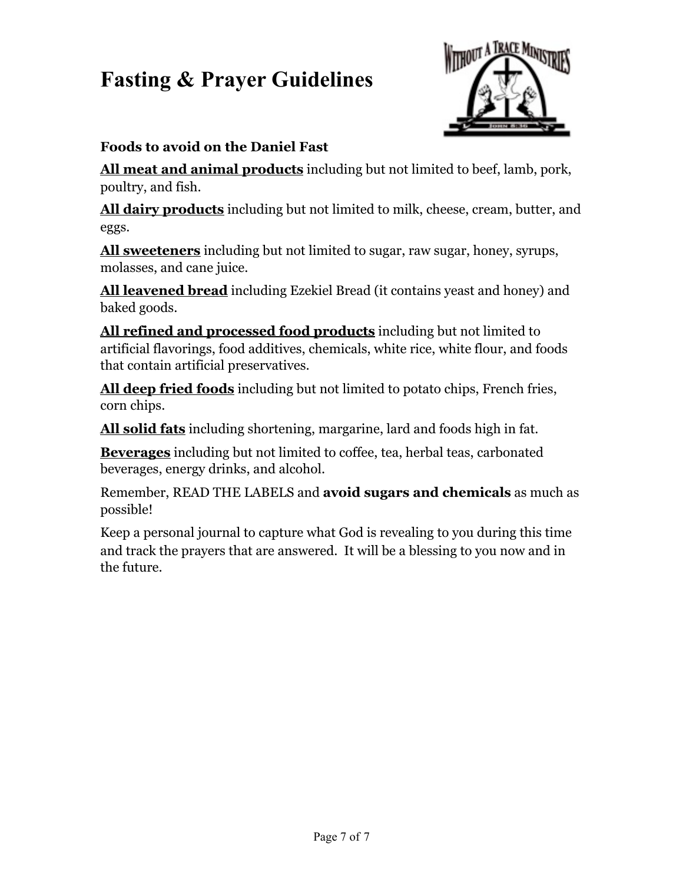# Fasting & Prayer Guidelines

**Foods to avoid on the Daniel Fast**

**All meat and animal products** including but not limited to beef, lamb, pork, poultry, and fish.

**All dairy products** including but not limited to milk, cheese, cream, butter, and eggs.

**All sweeteners** including but not limited to sugar, raw sugar, honey, syrups, molasses, and cane juice.

**All leavened bread** including Ezekiel Bread (it contains yeast and honey) and baked goods.

**All refined and processed food products** including but not limited to artificial flavorings, food additives, chemicals, white rice, white flour, and foods that contain artificial preservatives.

**All deep fried foods** including but not limited to potato chips, French fries, corn chips.

**All solid fats** including shortening, margarine, lard and foods high in fat.

**Beverages** including but not limited to coffee, tea, herbal teas, carbonated beverages, energy drinks, and alcohol.

Remember, READ THE LABELS and **avoid sugars and chemicals** as much as possible!

Keep a personal journal to capture what God is revealing to you during this time and track the prayers that are answered. It will be a blessing to you now and in the future.